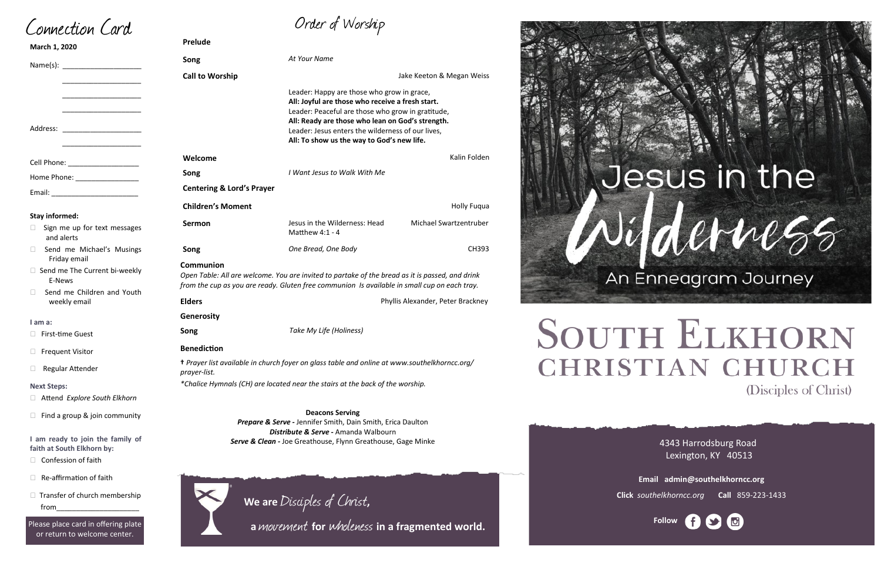# Connection Card

**March 1, 2020**

Name(s): ____________________

____________________

____________________

____________________

Address: ____________________

____________________

Cell Phone: __________________

Home Phone: ________________

Email: _______________________

**Stay informed:**

- ☐ Sign me up for text messages and alerts
- ☐ Send me Michael's Musings Friday email
- ☐ Send me The Current bi-weekly E-News
- ☐ Send me Children and Youth weekly email

**I am a:**

- ☐ First-time Guest
- ☐ Frequent Visitor
- ☐ Regular Attender

**Next Steps:**

- ☐ Attend *Explore South Elkhorn*
- ☐ Find a group & join community

**I am ready to join the family of faith at South Elkhorn by:**

- ☐ Confession of faith
- ☐ Re-affirmation of faith
- ☐ Transfer of church membership from______________________

Please place card in offering plate or return to welcome center.

# Order of Worship

**Prelude**

**Song** — *At Your Name*

**Call to Worship** — Jake Keeton & Megan Weiss

Leader: Happy are those who grow in grace,
**All: Joyful are those who receive a fresh start.**
Leader: Peaceful are those who grow in gratitude,
**All: Ready are those who lean on God's strength.**
Leader: Jesus enters the wilderness of our lives,
**All: To show us the way to God's new life.**

**Welcome** — Kalin Folden

**Song** — *I Want Jesus to Walk With Me*

**Centering & Lord's Prayer**

**Children's Moment** — Holly Fuqua

**Sermon** — Jesus in the Wilderness: Head, Matthew 4:1 - 4 — Michael Swartzentruber

**Song** — *One Bread, One Body* — CH393

**Communion**

*Open Table: All are welcome. You are invited to partake of the bread as it is passed, and drink from the cup as you are ready. Gluten free communion Is available in small cup on each tray.*

**Elders** — Phyllis Alexander, Peter Brackney

**Generosity**

**Song** — *Take My Life (Holiness)*

**Benediction**

† *Prayer list available in church foyer on glass table and online at www.southelkhorncc.org/prayer-list.*

*\*Chalice Hymnals (CH) are located near the stairs at the back of the worship.*

**Deacons Serving**

***Prepare & Serve -*** Jennifer Smith, Dain Smith, Erica Daulton
***Distribute & Serve -*** Amanda Walbourn
***Serve & Clean -*** Joe Greathouse, Flynn Greathouse, Gage Minke

**We are** *Disciples of Christ*,
a *movement* **for** *wholeness* **in a fragmented world.**

# Jesus in the Wilderness

## An Enneagram Journey

# South Elkhorn Christian Church

(Disciples of Christ)

4343 Harrodsburg Road
Lexington, KY 40513

**Email** **admin@southelkhorncc.org**

**Click** *southelkhorncc.org* **Call** 859-223-1433

**Follow**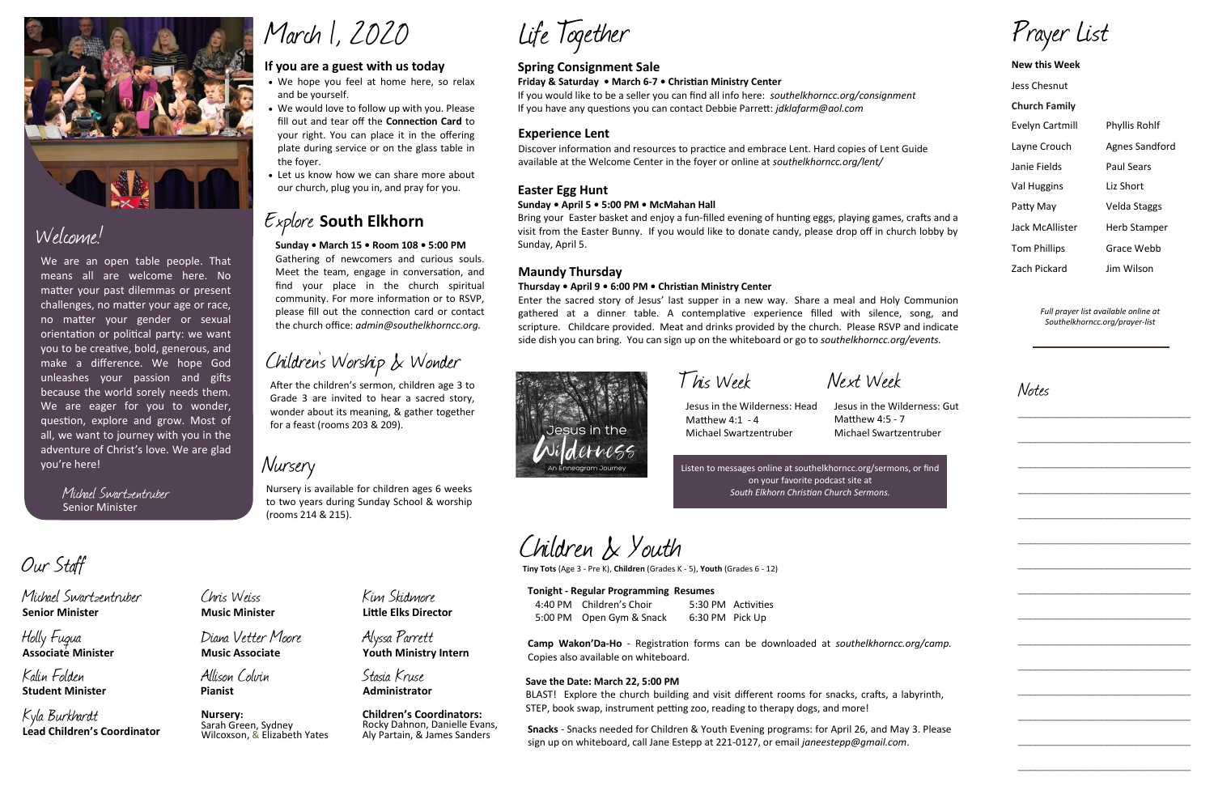## Welcome!

We are an open table people. That means all are welcome here. No matter your past dilemmas or present challenges, no matter your age or race, no matter your gender or sexual orientation or political party: we want you to be creative, bold, generous, and make a difference. We hope God unleashes your passion and gifts because the world sorely needs them. We are eager for you to wonder, question, explore and grow. Most of all, we want to journey with you in the adventure of Christ's love. We are glad you're here!

Michael Swartzentruber
Senior Minister

# March 1, 2020

### If you are a guest with us today

- We hope you feel at home here, so relax and be yourself.
- We would love to follow up with you. Please fill out and tear off the **Connection Card** to your right. You can place it in the offering plate during service or on the glass table in the foyer.
- Let us know how we can share more about our church, plug you in, and pray for you.

## Explore **South Elkhorn**

**Sunday • March 15 • Room 108 • 5:00 PM**
Gathering of newcomers and curious souls. Meet the team, engage in conversation, and find your place in the church spiritual community. For more information or to RSVP, please fill out the connection card or contact the church office: *admin@southelkhorncc.org.*

## Children's Worship & Wonder

After the children's sermon, children age 3 to Grade 3 are invited to hear a sacred story, wonder about its meaning, & gather together for a feast (rooms 203 & 209).

## Nursery

Nursery is available for children ages 6 weeks to two years during Sunday School & worship (rooms 214 & 215).

## Our Staff

Michael Swartzentruber
**Senior Minister**

Holly Fuqua
**Associate Minister**

Kalin Folden
**Student Minister**

Kyla Burkhardt
**Lead Children's Coordinator**

Chris Weiss
**Music Minister**

Diana Vetter Moore
**Music Associate**

Allison Colvin
**Pianist**

**Nursery:**
Sarah Green, Sydney Wilcoxson, & Elizabeth Yates

Kim Skidmore
**Little Elks Director**

Alyssa Parrett
**Youth Ministry Intern**

Stasia Kruse
**Administrator**

**Children's Coordinators:**
Rocky Dahnon, Danielle Evans, Aly Partain, & James Sanders

# Life Together

### Spring Consignment Sale

**Friday & Saturday • March 6-7 • Christian Ministry Center**
If you would like to be a seller you can find all info here: *southelkhorncc.org/consignment*
If you have any questions you can contact Debbie Parrett: *jdklafarm@aol.com*

### Experience Lent

Discover information and resources to practice and embrace Lent. Hard copies of Lent Guide available at the Welcome Center in the foyer or online at *southelkhorncc.org/lent/*

### Easter Egg Hunt

**Sunday • April 5 • 5:00 PM • McMahan Hall**
Bring your Easter basket and enjoy a fun-filled evening of hunting eggs, playing games, crafts and a visit from the Easter Bunny. If you would like to donate candy, please drop off in church lobby by Sunday, April 5.

### Maundy Thursday

**Thursday • April 9 • 6:00 PM • Christian Ministry Center**
Enter the sacred story of Jesus' last supper in a new way. Share a meal and Holy Communion gathered at a dinner table. A contemplative experience filled with silence, song, and scripture. Childcare provided. Meat and drinks provided by the church. Please RSVP and indicate side dish you can bring. You can sign up on the whiteboard or go to *southelkhorncc.org/events.*

Jesus in the Wilderness
An Enneagram Journey

## This Week

Jesus in the Wilderness: Head
Matthew 4:1 - 4
Michael Swartzentruber

## Next Week

Jesus in the Wilderness: Gut
Matthew 4:5 - 7
Michael Swartzentruber

Listen to messages online at southelkhorncc.org/sermons, or find on your favorite podcast site at *South Elkhorn Christian Church Sermons.*

# Children & Youth

**Tiny Tots** (Age 3 - Pre K), **Children** (Grades K - 5), **Youth** (Grades 6 - 12)

**Tonight - Regular Programming Resumes**

| | | | |
|---|---|---|---|
| 4:40 PM | Children's Choir | 5:30 PM | Activities |
| 5:00 PM | Open Gym & Snack | 6:30 PM | Pick Up |

**Camp Wakon'Da-Ho** - Registration forms can be downloaded at *southelkhorncc.org/camp.* Copies also available on whiteboard.

**Save the Date: March 22, 5:00 PM**
BLAST! Explore the church building and visit different rooms for snacks, crafts, a labyrinth, STEP, book swap, instrument petting zoo, reading to therapy dogs, and more!

**Snacks** - Snacks needed for Children & Youth Evening programs: for April 26, and May 3. Please sign up on whiteboard, call Jane Estepp at 221-0127, or email *janeestepp@gmail.com*.

# Prayer List

**New this Week**

Jess Chesnut

**Church Family**

| | |
|---|---|
| Evelyn Cartmill | Phyllis Rohlf |
| Layne Crouch | Agnes Sandford |
| Janie Fields | Paul Sears |
| Val Huggins | Liz Short |
| Patty May | Velda Staggs |
| Jack McAllister | Herb Stamper |
| Tom Phillips | Grace Webb |
| Zach Pickard | Jim Wilson |

*Full prayer list available online at Southelkhorncc.org/prayer-list*

## Notes